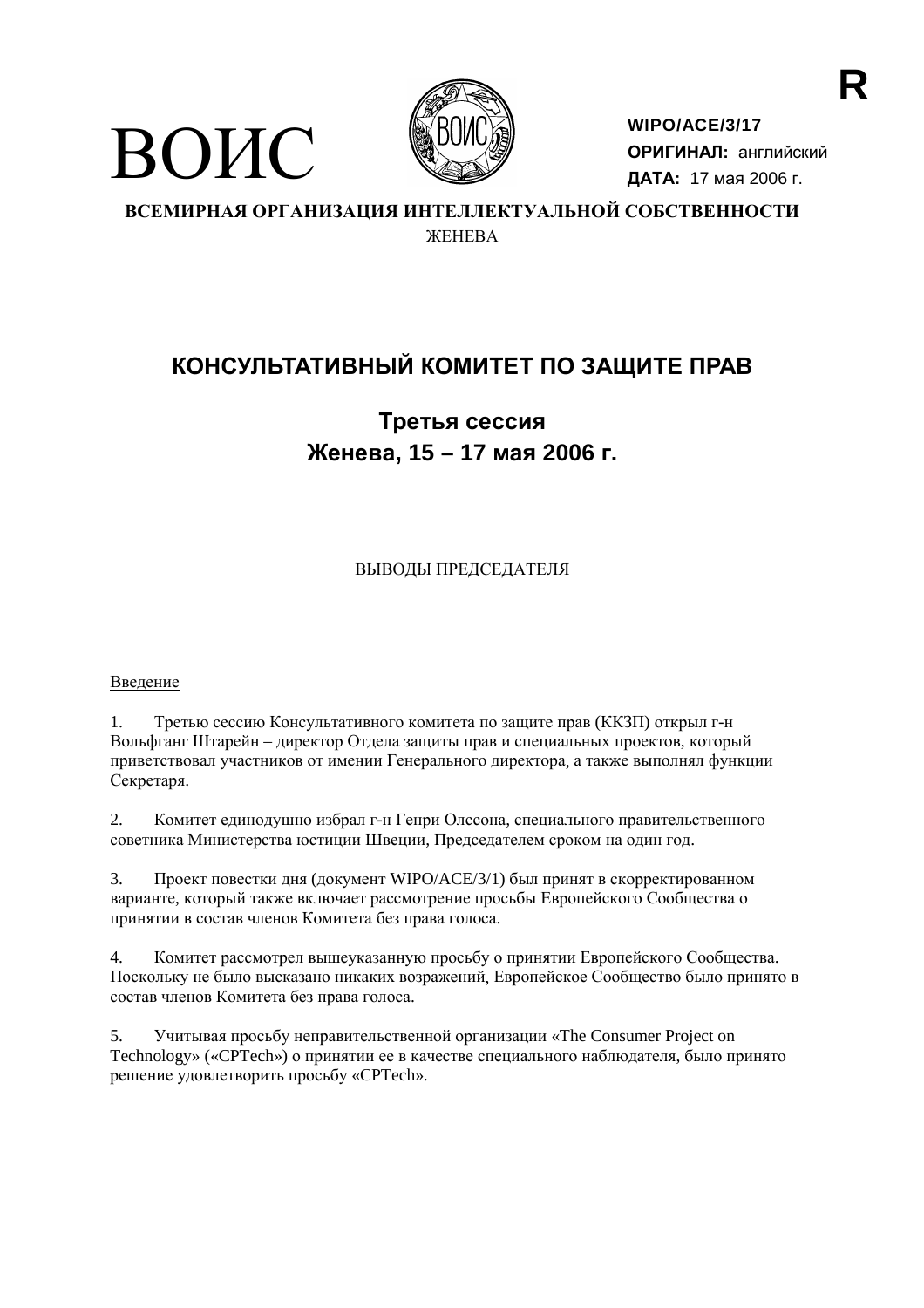R

ВОИС

WIPO/ACE/3/17
**ОРИГИНАЛ:** английский
**ДАТА:** 17 мая 2006 г.

**ВСЕМИРНАЯ ОРГАНИЗАЦИЯ ИНТЕЛЛЕКТУАЛЬНОЙ СОБСТВЕННОСТИ**
ЖЕНЕВА

# КОНСУЛЬТАТИВНЫЙ КОМИТЕТ ПО ЗАЩИТЕ ПРАВ

## Третья сессия
## Женева, 15 – 17 мая 2006 г.

ВЫВОДЫ ПРЕДСЕДАТЕЛЯ

Введение

1. Третью сессию Консультативного комитета по защите прав (ККЗП) открыл г-н Вольфганг Штарейн – директор Отдела защиты прав и специальных проектов, который приветствовал участников от имении Генерального директора, а также выполнял функции Секретаря.

2. Комитет единодушно избрал г-н Генри Олссона, специального правительственного советника Министерства юстиции Швеции, Председателем сроком на один год.

3. Проект повестки дня (документ WIPO/ACE/3/1) был принят в скорректированном варианте, который также включает рассмотрение просьбы Европейского Сообщества о принятии в состав членов Комитета без права голоса.

4. Комитет рассмотрел вышеуказанную просьбу о принятии Европейского Сообщества. Поскольку не было высказано никаких возражений, Европейское Сообщество было принято в состав членов Комитета без права голоса.

5. Учитывая просьбу неправительственной организации «The Consumer Project on Technology» («CPTech») о принятии ее в качестве специального наблюдателя, было принято решение удовлетворить просьбу «CPTech».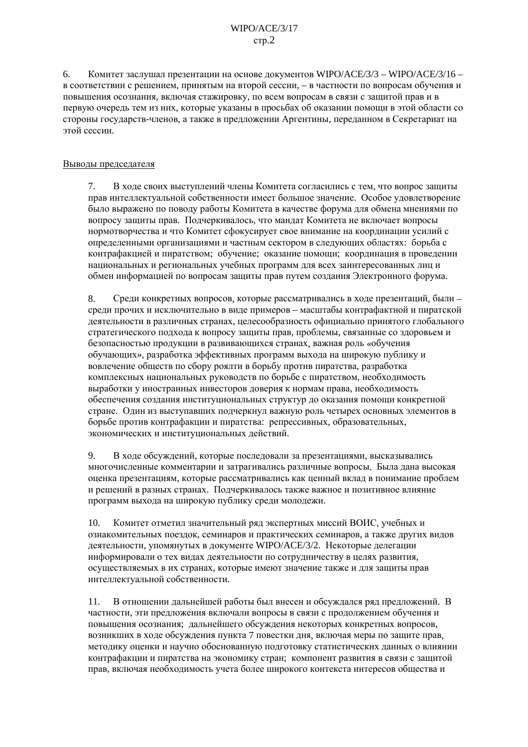6. Комитет заслушал презентации на основе документов WIPO/ACE/3/3 – WIPO/ACE/3/16 – в соответствии с решением, принятым на второй сессии, – в частности по вопросам обучения и повышения осознания, включая стажировку, по всем вопросам в связи с защитой прав и в первую очередь тем из них, которые указаны в просьбах об оказании помощи в этой области со стороны государств-членов, а также в предложении Аргентины, переданном в Секретариат на этой сессии.

Выводы председателя

7. В ходе своих выступлений члены Комитета согласились с тем, что вопрос защиты прав интеллектуальной собственности имеет большое значение. Особое удовлетворение было выражено по поводу работы Комитета в качестве форума для обмена мнениями по вопросу защиты прав. Подчеркивалось, что мандат Комитета не включает вопросы нормотворчества и что Комитет сфокусирует свое внимание на координации усилий с определенными организациями и частным сектором в следующих областях: борьба с контрафакцией и пиратством; обучение; оказание помощи; координация в проведении национальных и региональных учебных программ для всех заинтересованных лиц и обмен информацией по вопросам защиты прав путем создания Электронного форума.

8. Среди конкретных вопросов, которые рассматривались в ходе презентаций, были – среди прочих и исключительно в виде примеров – масштабы контрафактной и пиратской деятельности в различных странах, целесообразность официально принятого глобального стратегического подхода к вопросу защиты прав, проблемы, связанные со здоровьем и безопасностью продукции в развивающихся странах, важная роль «обучения обучающих», разработка эффективных программ выхода на широкую публику и вовлечение обществ по сбору роялти в борьбу против пиратства, разработка комплексных национальных руководств по борьбе с пиратством, необходимость выработки у иностранных инвесторов доверия к нормам права, необходимость обеспечения создания институциональных структур до оказания помощи конкретной стране. Один из выступавших подчеркнул важную роль четырех основных элементов в борьбе против контрафакции и пиратства: репрессивных, образовательных, экономических и институциональных действий.

9. В ходе обсуждений, которые последовали за презентациями, высказывались многочисленные комментарии и затрагивались различные вопросы. Была дана высокая оценка презентациям, которые рассматривались как ценный вклад в понимание проблем и решений в разных странах. Подчеркивалось также важное и позитивное влияние программ выхода на широкую публику среди молодежи.

10. Комитет отметил значительный ряд экспертных миссий ВОИС, учебных и ознакомительных поездок, семинаров и практических семинаров, а также других видов деятельности, упомянутых в документе WIPO/ACE/3/2. Некоторые делегации информировали о тех видах деятельности по сотрудничеству в целях развития, осуществляемых в их странах, которые имеют значение также и для защиты прав интеллектуальной собственности.

11. В отношении дальнейшей работы был внесен и обсуждался ряд предложений. В частности, эти предложения включали вопросы в связи с продолжением обучения и повышения осознания; дальнейшего обсуждения некоторых конкретных вопросов, возникших в ходе обсуждения пункта 7 повестки дня, включая меры по защите прав, методику оценки и научно обоснованную подготовку статистических данных о влиянии контрафакции и пиратства на экономику стран; компонент развития в связи с защитой прав, включая необходимость учета более широкого контекста интересов общества и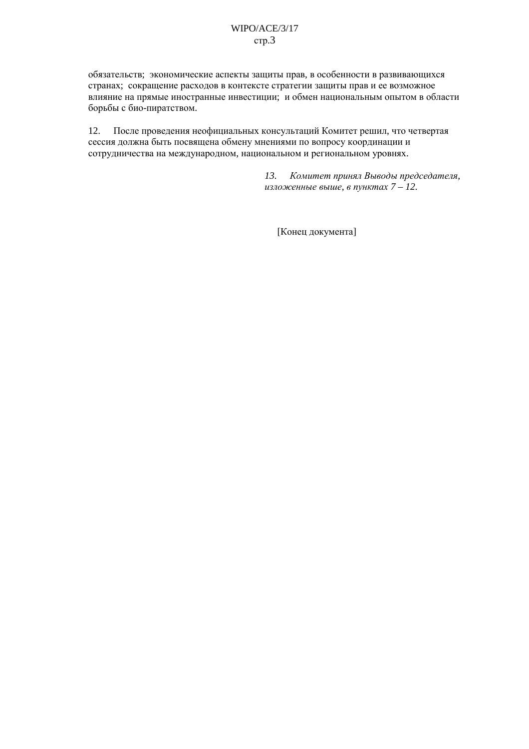обязательств;  экономические аспекты защиты прав, в особенности в развивающихся странах;  сокращение расходов в контексте стратегии защиты прав и ее возможное влияние на прямые иностранные инвестиции;  и обмен национальным опытом в области борьбы с био-пиратством.

12. После проведения неофициальных консультаций Комитет решил, что четвертая сессия должна быть посвящена обмену мнениями по вопросу координации и сотрудничества на международном, национальном и региональном уровнях.

*13. Комитет принял Выводы председателя, изложенные выше, в пунктах 7 – 12.*

[Конец документа]